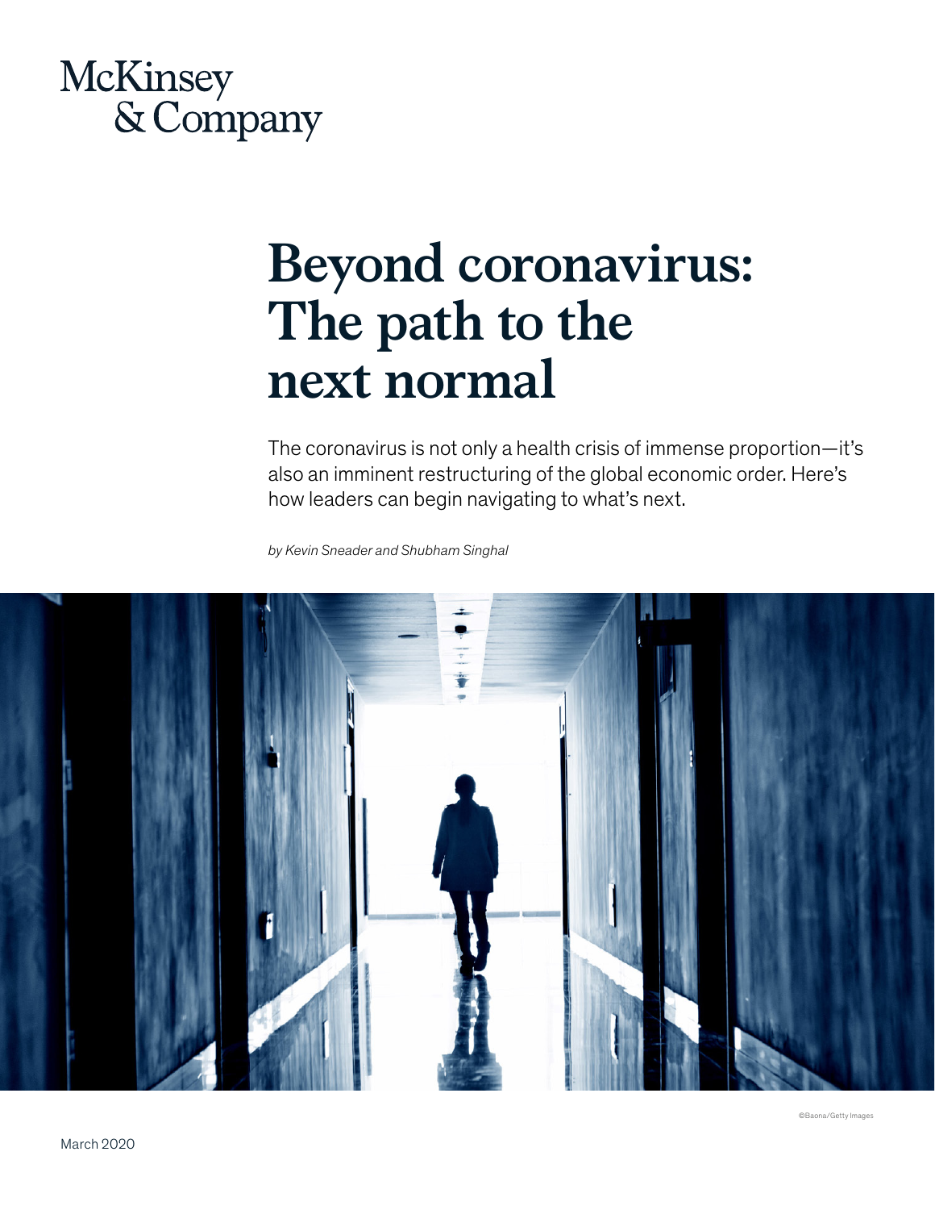McKinsey & Company

# Beyond coronavirus: The path to the next normal

The coronavirus is not only a health crisis of immense proportion—it's also an imminent restructuring of the global economic order. Here's how leaders can begin navigating to what's next.

*by Kevin Sneader and Shubham Singhal*

©Baona/Getty Images

March 2020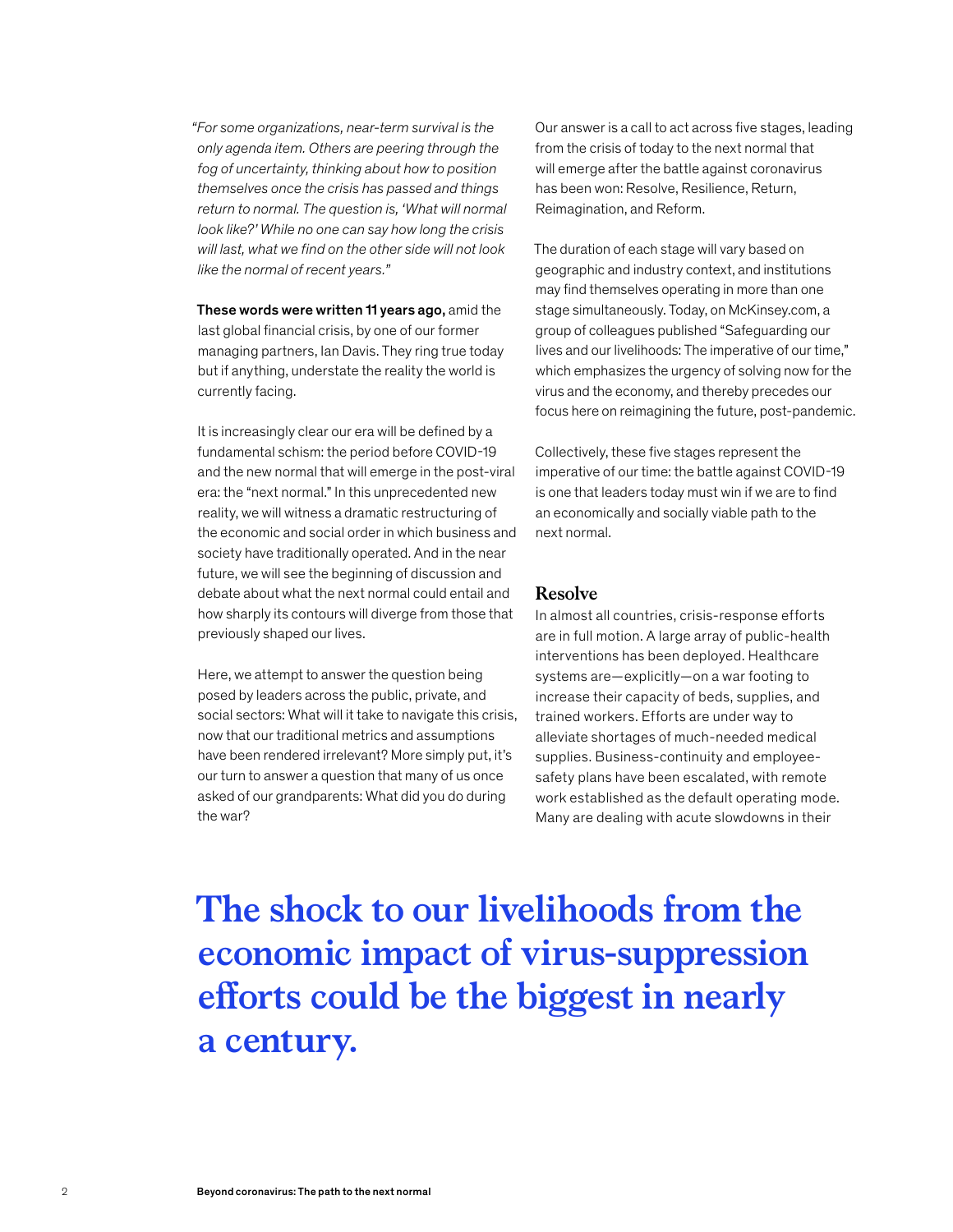*"For some organizations, near-term survival is the only agenda item. Others are peering through the fog of uncertainty, thinking about how to position themselves once the crisis has passed and things return to normal. The question is, 'What will normal look like?' While no one can say how long the crisis will last, what we find on the other side will not look like the normal of recent years."*

**These words were written 11 years ago,** amid the last global financial crisis, by one of our former managing partners, Ian Davis. They ring true today but if anything, understate the reality the world is currently facing.

It is increasingly clear our era will be defined by a fundamental schism: the period before COVID-19 and the new normal that will emerge in the post-viral era: the "next normal." In this unprecedented new reality, we will witness a dramatic restructuring of the economic and social order in which business and society have traditionally operated. And in the near future, we will see the beginning of discussion and debate about what the next normal could entail and how sharply its contours will diverge from those that previously shaped our lives.

Here, we attempt to answer the question being posed by leaders across the public, private, and social sectors: What will it take to navigate this crisis, now that our traditional metrics and assumptions have been rendered irrelevant? More simply put, it's our turn to answer a question that many of us once asked of our grandparents: What did you do during the war?

Our answer is a call to act across five stages, leading from the crisis of today to the next normal that will emerge after the battle against coronavirus has been won: Resolve, Resilience, Return, Reimagination, and Reform.

The duration of each stage will vary based on geographic and industry context, and institutions may find themselves operating in more than one stage simultaneously. Today, on McKinsey.com, a group of colleagues published "Safeguarding our lives and our livelihoods: The imperative of our time," which emphasizes the urgency of solving now for the virus and the economy, and thereby precedes our focus here on reimagining the future, post-pandemic.

Collectively, these five stages represent the imperative of our time: the battle against COVID-19 is one that leaders today must win if we are to find an economically and socially viable path to the next normal.

## Resolve

In almost all countries, crisis-response efforts are in full motion. A large array of public-health interventions has been deployed. Healthcare systems are—explicitly—on a war footing to increase their capacity of beds, supplies, and trained workers. Efforts are under way to alleviate shortages of much-needed medical supplies. Business-continuity and employee-safety plans have been escalated, with remote work established as the default operating mode. Many are dealing with acute slowdowns in their

**The shock to our livelihoods from the economic impact of virus-suppression efforts could be the biggest in nearly a century.**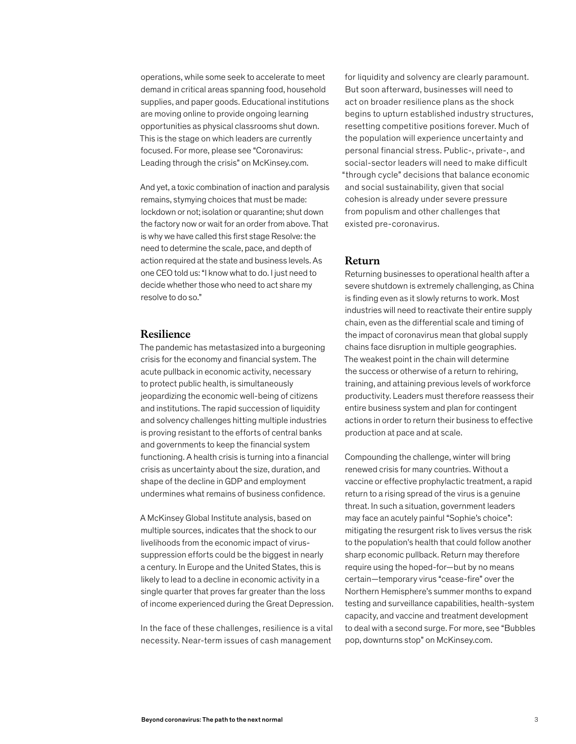operations, while some seek to accelerate to meet demand in critical areas spanning food, household supplies, and paper goods. Educational institutions are moving online to provide ongoing learning opportunities as physical classrooms shut down. This is the stage on which leaders are currently focused. For more, please see "Coronavirus: Leading through the crisis" on McKinsey.com.

And yet, a toxic combination of inaction and paralysis remains, stymying choices that must be made: lockdown or not; isolation or quarantine; shut down the factory now or wait for an order from above. That is why we have called this first stage Resolve: the need to determine the scale, pace, and depth of action required at the state and business levels. As one CEO told us: "I know what to do. I just need to decide whether those who need to act share my resolve to do so."

## Resilience

The pandemic has metastasized into a burgeoning crisis for the economy and financial system. The acute pullback in economic activity, necessary to protect public health, is simultaneously jeopardizing the economic well-being of citizens and institutions. The rapid succession of liquidity and solvency challenges hitting multiple industries is proving resistant to the efforts of central banks and governments to keep the financial system functioning. A health crisis is turning into a financial crisis as uncertainty about the size, duration, and shape of the decline in GDP and employment undermines what remains of business confidence.

A McKinsey Global Institute analysis, based on multiple sources, indicates that the shock to our livelihoods from the economic impact of virus-suppression efforts could be the biggest in nearly a century. In Europe and the United States, this is likely to lead to a decline in economic activity in a single quarter that proves far greater than the loss of income experienced during the Great Depression.

In the face of these challenges, resilience is a vital necessity. Near-term issues of cash management for liquidity and solvency are clearly paramount. But soon afterward, businesses will need to act on broader resilience plans as the shock begins to upturn established industry structures, resetting competitive positions forever. Much of the population will experience uncertainty and personal financial stress. Public-, private-, and social-sector leaders will need to make difficult "through cycle" decisions that balance economic and social sustainability, given that social cohesion is already under severe pressure from populism and other challenges that existed pre-coronavirus.

## Return

Returning businesses to operational health after a severe shutdown is extremely challenging, as China is finding even as it slowly returns to work. Most industries will need to reactivate their entire supply chain, even as the differential scale and timing of the impact of coronavirus mean that global supply chains face disruption in multiple geographies. The weakest point in the chain will determine the success or otherwise of a return to rehiring, training, and attaining previous levels of workforce productivity. Leaders must therefore reassess their entire business system and plan for contingent actions in order to return their business to effective production at pace and at scale.

Compounding the challenge, winter will bring renewed crisis for many countries. Without a vaccine or effective prophylactic treatment, a rapid return to a rising spread of the virus is a genuine threat. In such a situation, government leaders may face an acutely painful "Sophie's choice": mitigating the resurgent risk to lives versus the risk to the population's health that could follow another sharp economic pullback. Return may therefore require using the hoped-for—but by no means certain—temporary virus "cease-fire" over the Northern Hemisphere's summer months to expand testing and surveillance capabilities, health-system capacity, and vaccine and treatment development to deal with a second surge. For more, see "Bubbles pop, downturns stop" on McKinsey.com.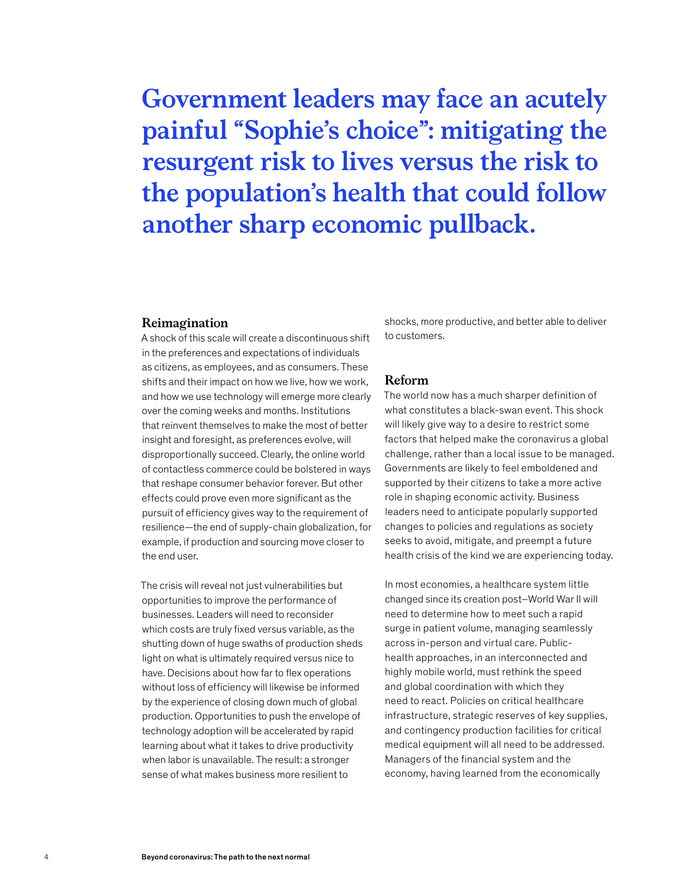**Government leaders may face an acutely painful "Sophie's choice": mitigating the resurgent risk to lives versus the risk to the population's health that could follow another sharp economic pullback.**

### Reimagination

A shock of this scale will create a discontinuous shift in the preferences and expectations of individuals as citizens, as employees, and as consumers. These shifts and their impact on how we live, how we work, and how we use technology will emerge more clearly over the coming weeks and months. Institutions that reinvent themselves to make the most of better insight and foresight, as preferences evolve, will disproportionally succeed. Clearly, the online world of contactless commerce could be bolstered in ways that reshape consumer behavior forever. But other effects could prove even more significant as the pursuit of efficiency gives way to the requirement of resilience—the end of supply-chain globalization, for example, if production and sourcing move closer to the end user.

The crisis will reveal not just vulnerabilities but opportunities to improve the performance of businesses. Leaders will need to reconsider which costs are truly fixed versus variable, as the shutting down of huge swaths of production sheds light on what is ultimately required versus nice to have. Decisions about how far to flex operations without loss of efficiency will likewise be informed by the experience of closing down much of global production. Opportunities to push the envelope of technology adoption will be accelerated by rapid learning about what it takes to drive productivity when labor is unavailable. The result: a stronger sense of what makes business more resilient to shocks, more productive, and better able to deliver to customers.

### Reform

The world now has a much sharper definition of what constitutes a black-swan event. This shock will likely give way to a desire to restrict some factors that helped make the coronavirus a global challenge, rather than a local issue to be managed. Governments are likely to feel emboldened and supported by their citizens to take a more active role in shaping economic activity. Business leaders need to anticipate popularly supported changes to policies and regulations as society seeks to avoid, mitigate, and preempt a future health crisis of the kind we are experiencing today.

In most economies, a healthcare system little changed since its creation post–World War II will need to determine how to meet such a rapid surge in patient volume, managing seamlessly across in-person and virtual care. Public-health approaches, in an interconnected and highly mobile world, must rethink the speed and global coordination with which they need to react. Policies on critical healthcare infrastructure, strategic reserves of key supplies, and contingency production facilities for critical medical equipment will all need to be addressed. Managers of the financial system and the economy, having learned from the economically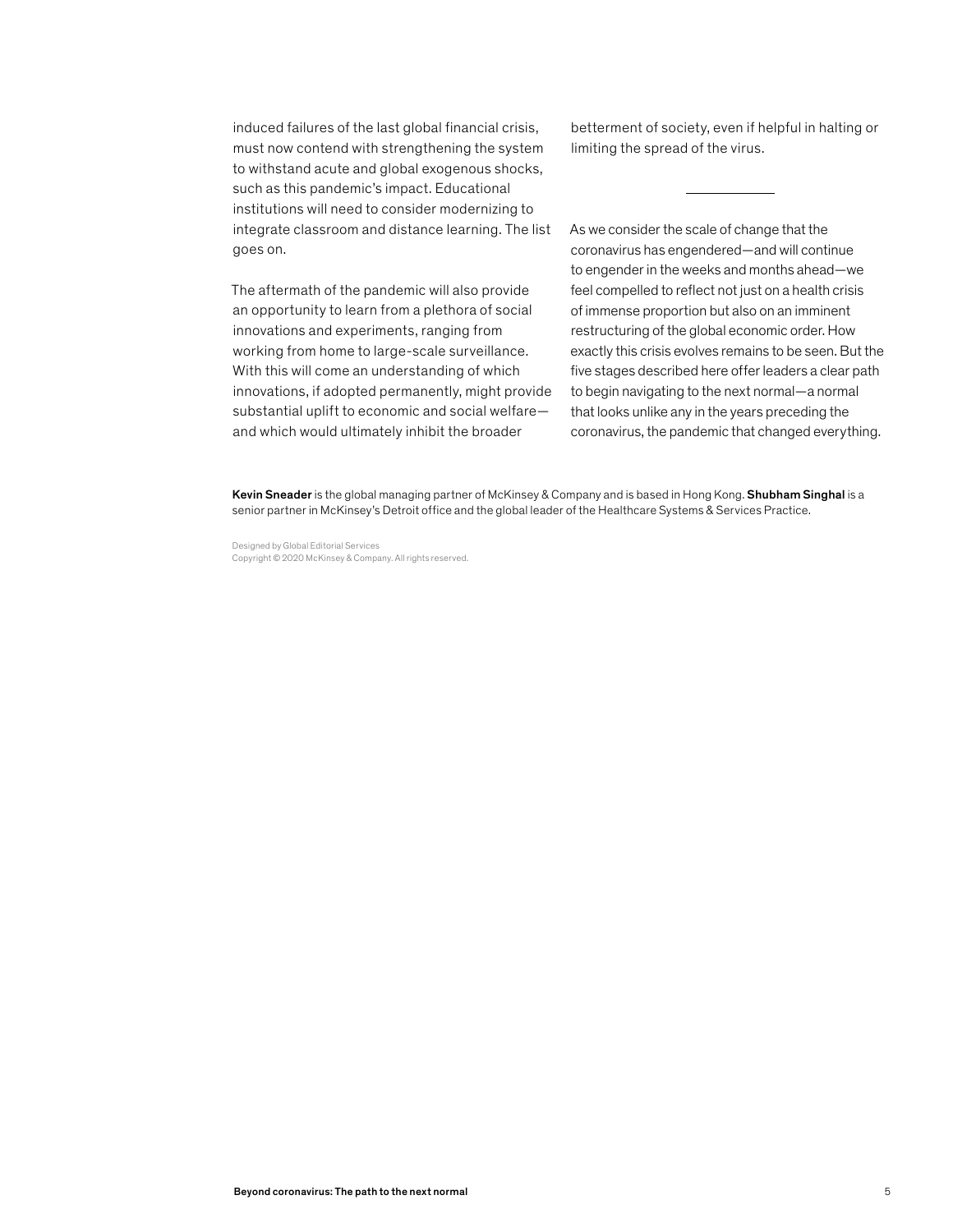induced failures of the last global financial crisis, must now contend with strengthening the system to withstand acute and global exogenous shocks, such as this pandemic's impact. Educational institutions will need to consider modernizing to integrate classroom and distance learning. The list goes on.

The aftermath of the pandemic will also provide an opportunity to learn from a plethora of social innovations and experiments, ranging from working from home to large-scale surveillance. With this will come an understanding of which innovations, if adopted permanently, might provide substantial uplift to economic and social welfare—and which would ultimately inhibit the broader betterment of society, even if helpful in halting or limiting the spread of the virus.

---

As we consider the scale of change that the coronavirus has engendered—and will continue to engender in the weeks and months ahead—we feel compelled to reflect not just on a health crisis of immense proportion but also on an imminent restructuring of the global economic order. How exactly this crisis evolves remains to be seen. But the five stages described here offer leaders a clear path to begin navigating to the next normal—a normal that looks unlike any in the years preceding the coronavirus, the pandemic that changed everything.

**Kevin Sneader** is the global managing partner of McKinsey & Company and is based in Hong Kong. **Shubham Singhal** is a senior partner in McKinsey's Detroit office and the global leader of the Healthcare Systems & Services Practice.

Designed by Global Editorial Services
Copyright © 2020 McKinsey & Company. All rights reserved.